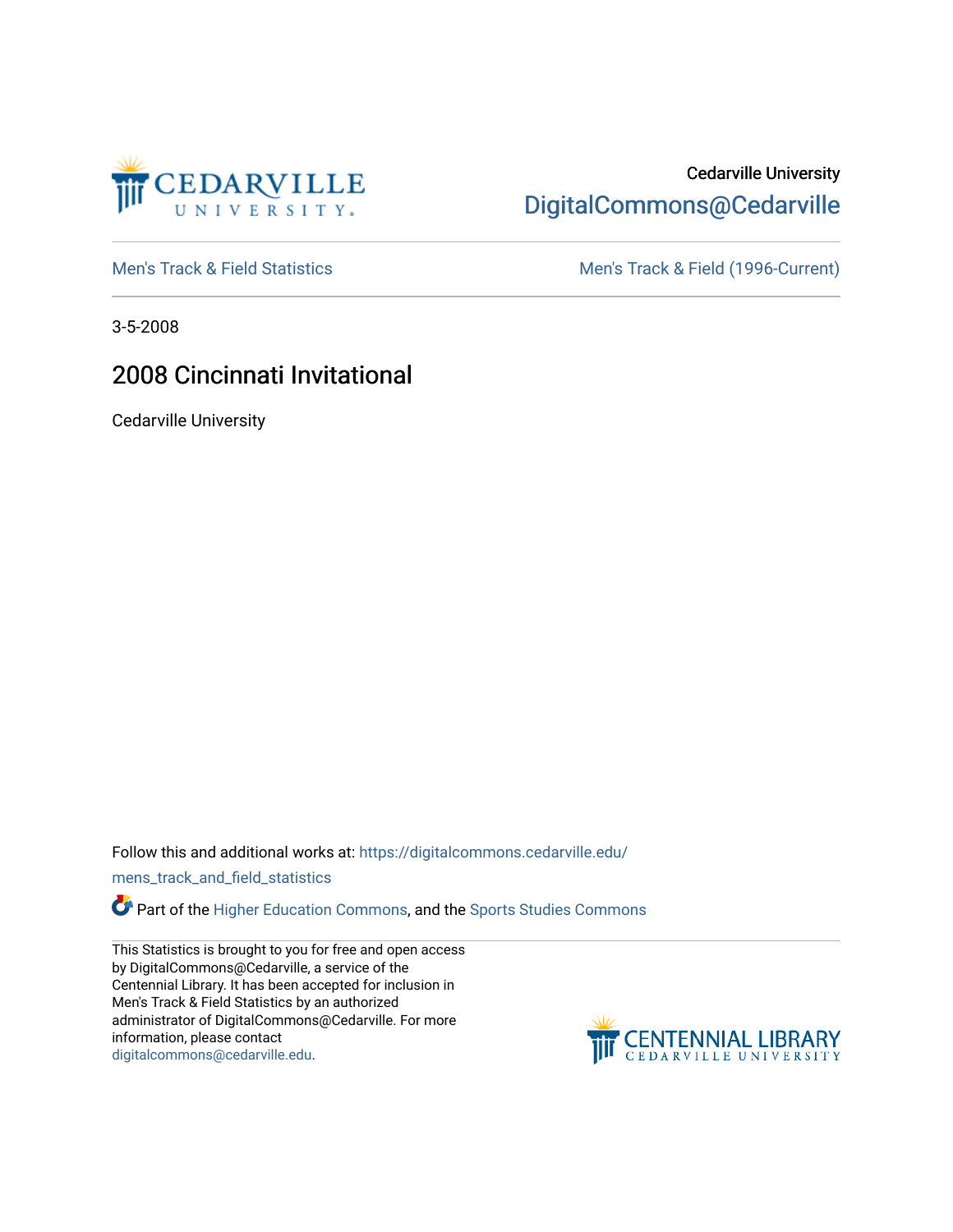Cedarville University

DigitalCommons@Cedarville

Men's Track & Field Statistics

Men's Track & Field (1996-Current)

3-5-2008

# 2008 Cincinnati Invitational

Cedarville University

Follow this and additional works at: https://digitalcommons.cedarville.edu/mens_track_and_field_statistics

Part of the Higher Education Commons, and the Sports Studies Commons

This Statistics is brought to you for free and open access by DigitalCommons@Cedarville, a service of the Centennial Library. It has been accepted for inclusion in Men's Track & Field Statistics by an authorized administrator of DigitalCommons@Cedarville. For more information, please contact digitalcommons@cedarville.edu.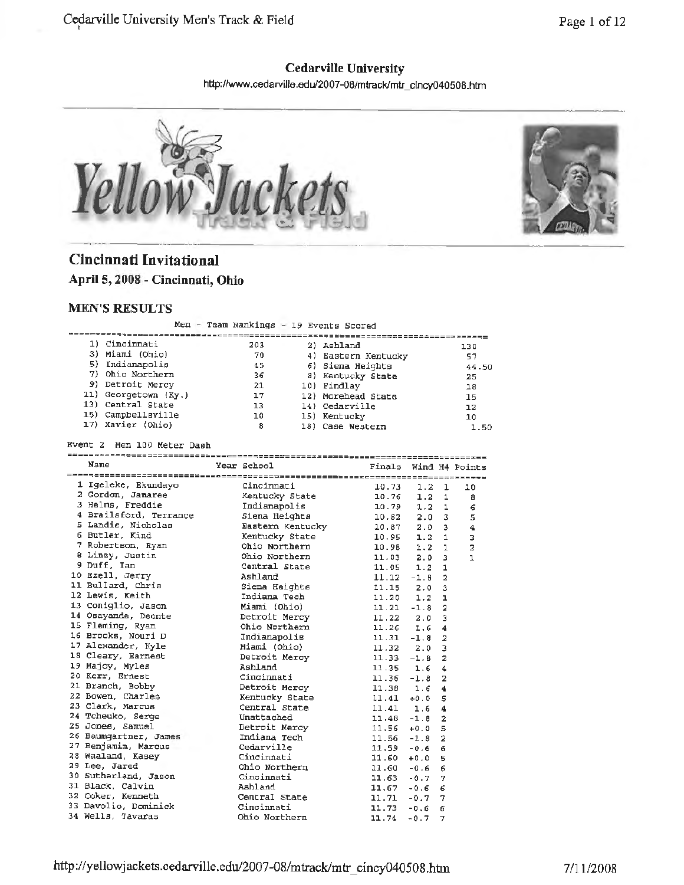**Cedarville University**

http://www.cedarville.edu/2007-08/mtrack/mtr_cincy040508.htm

# Cincinnati Invitational

## April 5, 2008 - Cincinnati, Ohio

### MEN'S RESULTS

Men - Team Rankings - 19 Events Scored

| Rank | Team | Points | Rank | Team | Points |
|---|---|---|---|---|---|
| 1) | Cincinnati | 203 | 2) | Ashland | 130 |
| 3) | Miami (Ohio) | 70 | 4) | Eastern Kentucky | 57 |
| 5) | Indianapolis | 45 | 6) | Siena Heights | 44.50 |
| 7) | Ohio Northern | 36 | 8) | Kentucky State | 25 |
| 9) | Detroit Mercy | 21 | 10) | Findlay | 18 |
| 11) | Georgetown (Ky.) | 17 | 12) | Morehead State | 15 |
| 13) | Central State | 13 | 14) | Cedarville | 12 |
| 15) | Campbellsville | 10 | 15) | Kentucky | 10 |
| 17) | Xavier (Ohio) | 8 | 18) | Case Western | 1.50 |

Event 2 Men 100 Meter Dash

| Place | Name | Year | School | Finals | Wind | H# | Points |
|---|---|---|---|---|---|---|---|
| 1 | Igeleke, Ekundayo | | Cincinnati | 10.73 | 1.2 | 1 | 10 |
| 2 | Gordon, Jamaree | | Kentucky State | 10.76 | 1.2 | 1 | 8 |
| 3 | Helms, Freddie | | Indianapolis | 10.79 | 1.2 | 1 | 6 |
| 4 | Brailsford, Terrance | | Siena Heights | 10.82 | 2.0 | 3 | 5 |
| 5 | Landis, Nicholas | | Eastern Kentucky | 10.87 | 2.0 | 3 | 4 |
| 6 | Butler, Kind | | Kentucky State | 10.95 | 1.2 | 1 | 3 |
| 7 | Robertson, Ryan | | Ohio Northern | 10.98 | 1.2 | 1 | 2 |
| 8 | Linzy, Justin | | Ohio Northern | 11.03 | 2.0 | 3 | 1 |
| 9 | Duff, Ian | | Central State | 11.05 | 1.2 | 1 | |
| 10 | Ezell, Jerry | | Ashland | 11.12 | -1.8 | 2 | |
| 11 | Bullard, Chris | | Siena Heights | 11.15 | 2.0 | 3 | |
| 12 | Lewis, Keith | | Indiana Tech | 11.20 | 1.2 | 1 | |
| 13 | Coniglio, Jason | | Miami (Ohio) | 11.21 | -1.8 | 2 | |
| 14 | Osayande, Deonte | | Detroit Mercy | 11.22 | 2.0 | 3 | |
| 15 | Fleming, Ryan | | Ohio Northern | 11.26 | 1.6 | 4 | |
| 16 | Brooks, Nouri D | | Indianapolis | 11.31 | -1.8 | 2 | |
| 17 | Alexander, Kyle | | Miami (Ohio) | 11.32 | 2.0 | 3 | |
| 18 | Cleary, Earnest | | Detroit Mercy | 11.33 | -1.8 | 2 | |
| 19 | Majoy, Myles | | Ashland | 11.35 | 1.6 | 4 | |
| 20 | Kerr, Ernest | | Cincinnati | 11.36 | -1.8 | 2 | |
| 21 | Branch, Bobby | | Detroit Mercy | 11.38 | 1.6 | 4 | |
| 22 | Bowen, Charles | | Kentucky State | 11.41 | +0.0 | 5 | |
| 23 | Clark, Marcus | | Central State | 11.41 | 1.6 | 4 | |
| 24 | Tcheuko, Serge | | Unattached | 11.48 | -1.8 | 2 | |
| 25 | Jones, Samuel | | Detroit Mercy | 11.56 | +0.0 | 5 | |
| 26 | Baumgartner, James | | Indiana Tech | 11.56 | -1.8 | 2 | |
| 27 | Benjamin, Marcus | | Cedarville | 11.59 | -0.6 | 6 | |
| 28 | Waaland, Kasey | | Cincinnati | 11.60 | +0.0 | 5 | |
| 29 | Lee, Jared | | Ohio Northern | 11.60 | -0.6 | 6 | |
| 30 | Sutherland, Jason | | Cincinnati | 11.63 | -0.7 | 7 | |
| 31 | Black, Calvin | | Ashland | 11.67 | -0.6 | 6 | |
| 32 | Coker, Kenneth | | Central State | 11.71 | -0.7 | 7 | |
| 33 | Davolio, Dominick | | Cincinnati | 11.73 | -0.6 | 6 | |
| 34 | Wells, Tavaras | | Ohio Northern | 11.74 | -0.7 | 7 | |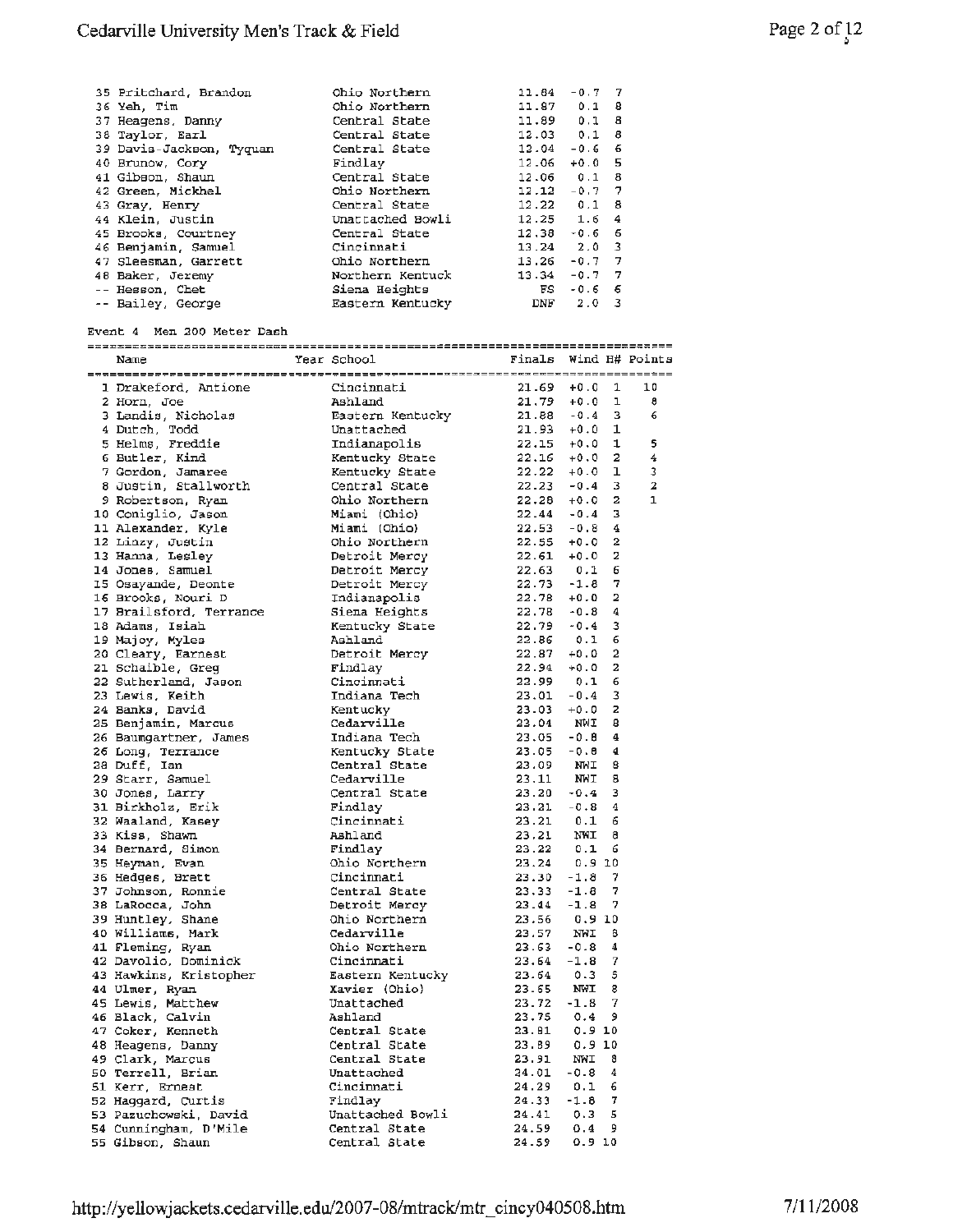| Place | Name | Year | School | Finals | Wind | H# | Points |
|---|---|---|---|---|---|---|---|
| 35 | Pritchard, Brandon | | Ohio Northern | 11.84 | -0.7 | 7 | |
| 36 | Yeh, Tim | | Ohio Northern | 11.87 | 0.1 | 8 | |
| 37 | Heagens, Danny | | Central State | 11.89 | 0.1 | 8 | |
| 38 | Taylor, Earl | | Central State | 12.03 | 0.1 | 8 | |
| 39 | Davis-Jackson, Tyquan | | Central State | 12.04 | -0.6 | 6 | |
| 40 | Brunow, Cory | | Findlay | 12.06 | +0.0 | 5 | |
| 41 | Gibson, Shaun | | Central State | 12.06 | 0.1 | 8 | |
| 42 | Green, Mickhel | | Ohio Northern | 12.12 | -0.7 | 7 | |
| 43 | Gray, Henry | | Central State | 12.22 | 0.1 | 8 | |
| 44 | Klein, Justin | | Unattached Bowli | 12.25 | 1.6 | 4 | |
| 45 | Brooks, Courtney | | Central State | 12.38 | -0.6 | 6 | |
| 46 | Benjamin, Samuel | | Cincinnati | 13.24 | 2.0 | 3 | |
| 47 | Sleesman, Garrett | | Ohio Northern | 13.26 | -0.7 | 7 | |
| 48 | Baker, Jeremy | | Northern Kentuck | 13.34 | -0.7 | 7 | |
| -- | Hesson, Chet | | Siena Heights | FS | -0.6 | 6 | |
| -- | Bailey, George | | Eastern Kentucky | DNF | 2.0 | 3 | |

Event 4 Men 200 Meter Dash

| Place | Name | Year | School | Finals | Wind | H# | Points |
|---|---|---|---|---|---|---|---|
| 1 | Drakeford, Antione | | Cincinnati | 21.69 | +0.0 | 1 | 10 |
| 2 | Horn, Joe | | Ashland | 21.79 | +0.0 | 1 | 8 |
| 3 | Landis, Nicholas | | Eastern Kentucky | 21.88 | -0.4 | 3 | 6 |
| 4 | Dutch, Todd | | Unattached | 21.93 | +0.0 | 1 | |
| 5 | Helms, Freddie | | Indianapolis | 22.15 | +0.0 | 1 | 5 |
| 6 | Butler, Kind | | Kentucky State | 22.16 | +0.0 | 2 | 4 |
| 7 | Gordon, Jamaree | | Kentucky State | 22.22 | +0.0 | 1 | 3 |
| 8 | Justin, Stallworth | | Central State | 22.23 | -0.4 | 3 | 2 |
| 9 | Robertson, Ryan | | Ohio Northern | 22.28 | +0.0 | 2 | 1 |
| 10 | Coniglio, Jason | | Miami (Ohio) | 22.44 | -0.4 | 3 | |
| 11 | Alexander, Kyle | | Miami (Ohio) | 22.53 | -0.8 | 4 | |
| 12 | Linzy, Justin | | Ohio Northern | 22.55 | +0.0 | 2 | |
| 13 | Hanna, Lesley | | Detroit Mercy | 22.61 | +0.0 | 2 | |
| 14 | Jones, Samuel | | Detroit Mercy | 22.63 | 0.1 | 6 | |
| 15 | Osayande, Deonte | | Detroit Mercy | 22.73 | -1.8 | 7 | |
| 16 | Brooks, Nouri D | | Indianapolis | 22.78 | +0.0 | 2 | |
| 17 | Brailsford, Terrance | | Siena Heights | 22.78 | -0.8 | 4 | |
| 18 | Adams, Isiah | | Kentucky State | 22.79 | -0.4 | 3 | |
| 19 | Majoy, Myles | | Ashland | 22.86 | 0.1 | 6 | |
| 20 | Cleary, Earnest | | Detroit Mercy | 22.87 | +0.0 | 2 | |
| 21 | Schaible, Greg | | Findlay | 22.94 | +0.0 | 2 | |
| 22 | Sutherland, Jason | | Cincinnati | 22.99 | 0.1 | 6 | |
| 23 | Lewis, Keith | | Indiana Tech | 23.01 | -0.4 | 3 | |
| 24 | Banks, David | | Kentucky | 23.03 | +0.0 | 2 | |
| 25 | Benjamin, Marcus | | Cedarville | 23.04 | NWI | 8 | |
| 26 | Baumgartner, James | | Indiana Tech | 23.05 | -0.8 | 4 | |
| 26 | Long, Terrance | | Kentucky State | 23.05 | -0.8 | 4 | |
| 28 | Duff, Ian | | Central State | 23.09 | NWI | 8 | |
| 29 | Starr, Samuel | | Cedarville | 23.11 | NWI | 8 | |
| 30 | Jones, Larry | | Central State | 23.20 | -0.4 | 3 | |
| 31 | Birkholz, Erik | | Findlay | 23.21 | -0.8 | 4 | |
| 32 | Waaland, Kasey | | Cincinnati | 23.21 | 0.1 | 6 | |
| 33 | Kiss, Shawn | | Ashland | 23.21 | NWI | 8 | |
| 34 | Bernard, Simon | | Findlay | 23.22 | 0.1 | 6 | |
| 35 | Heyman, Evan | | Ohio Northern | 23.24 | 0.9 | 10 | |
| 36 | Hedges, Brett | | Cincinnati | 23.30 | -1.8 | 7 | |
| 37 | Johnson, Ronnie | | Central State | 23.33 | -1.8 | 7 | |
| 38 | LaRocca, John | | Detroit Mercy | 23.44 | -1.8 | 7 | |
| 39 | Huntley, Shane | | Ohio Northern | 23.56 | 0.9 | 10 | |
| 40 | Williams, Mark | | Cedarville | 23.57 | NWI | 8 | |
| 41 | Fleming, Ryan | | Ohio Northern | 23.63 | -0.8 | 4 | |
| 42 | Davolio, Dominick | | Cincinnati | 23.64 | -1.8 | 7 | |
| 43 | Hawkins, Kristopher | | Eastern Kentucky | 23.64 | 0.3 | 5 | |
| 44 | Ulmer, Ryan | | Xavier (Ohio) | 23.65 | NWI | 8 | |
| 45 | Lewis, Matthew | | Unattached | 23.72 | -1.8 | 7 | |
| 46 | Black, Calvin | | Ashland | 23.75 | 0.4 | 9 | |
| 47 | Coker, Kenneth | | Central State | 23.81 | 0.9 | 10 | |
| 48 | Heagens, Danny | | Central State | 23.89 | 0.9 | 10 | |
| 49 | Clark, Marcus | | Central State | 23.91 | NWI | 8 | |
| 50 | Terrell, Brian | | Unattached | 24.01 | -0.8 | 4 | |
| 51 | Kerr, Ernest | | Cincinnati | 24.29 | 0.1 | 6 | |
| 52 | Haggard, Curtis | | Findlay | 24.33 | -1.8 | 7 | |
| 53 | Pazuchowski, David | | Unattached Bowli | 24.41 | 0.3 | 5 | |
| 54 | Cunningham, D'Mile | | Central State | 24.59 | 0.4 | 9 | |
| 55 | Gibson, Shaun | | Central State | 24.59 | 0.9 | 10 | |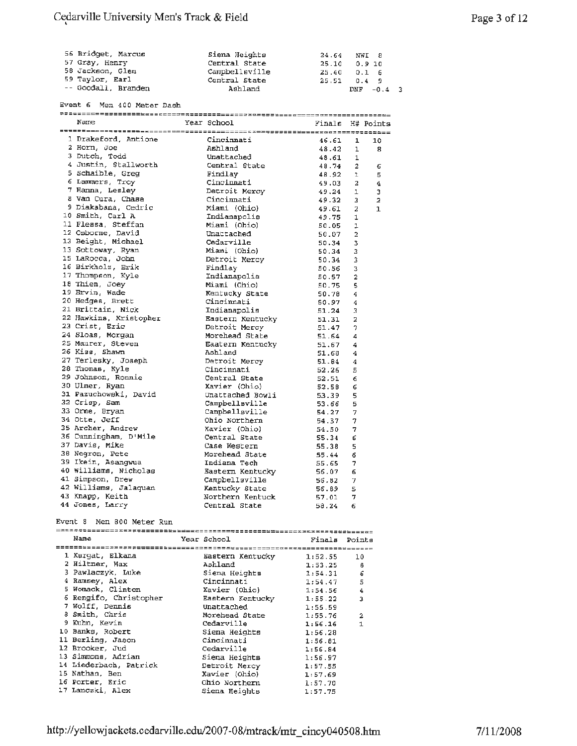| | Name | Year School | Finals | Wind | H# |
|---|---|---|---|---|---|
| 56 | Bridget, Marcus | Siena Heights | 24.64 | NWI | 8 |
| 57 | Gray, Henry | Central State | 25.10 | 0.9 | 10 |
| 58 | Jackson, Glen | Campbellsville | 25.40 | 0.1 | 6 |
| 59 | Taylor, Earl | Central State | 25.51 | 0.4 | 9 |
| -- | Goodall, Branden | Ashland | DNF | -0.4 | 3 |

Event 6 Men 400 Meter Dash

| | Name | Year School | Finals | H# | Points |
|---|---|---|---|---|---|
| 1 | Drakeford, Antione | Cincinnati | 46.61 | 1 | 10 |
| 2 | Horn, Joe | Ashland | 48.42 | 1 | 8 |
| 3 | Dutch, Todd | Unattached | 48.61 | 1 | |
| 4 | Justin, Stallworth | Central State | 48.74 | 2 | 6 |
| 5 | Schaible, Greg | Findlay | 48.92 | 1 | 5 |
| 6 | Lammers, Troy | Cincinnati | 49.03 | 2 | 4 |
| 7 | Hanna, Lesley | Detroit Mercy | 49.24 | 1 | 3 |
| 8 | Van Cura, Chase | Cincinnati | 49.32 | 3 | 2 |
| 9 | Diakabana, Cedric | Miami (Ohio) | 49.61 | 2 | 1 |
| 10 | Smith, Carl A | Indianapolis | 49.75 | 1 | |
| 11 | Flessa, Steffan | Miami (Ohio) | 50.05 | 1 | |
| 12 | Osborne, David | Unattached | 50.07 | 2 | |
| 13 | Beight, Michael | Cedarville | 50.34 | 3 | |
| 13 | Sottoway, Ryan | Miami (Ohio) | 50.34 | 3 | |
| 15 | LaRocca, John | Detroit Mercy | 50.34 | 3 | |
| 16 | Birkholz, Erik | Findlay | 50.56 | 3 | |
| 17 | Thompson, Kyle | Indianapolis | 50.57 | 2 | |
| 18 | Thien, Joey | Miami (Ohio) | 50.75 | 5 | |
| 19 | Ervin, Wade | Kentucky State | 50.78 | 4 | |
| 20 | Hedges, Brett | Cincinnati | 50.97 | 4 | |
| 21 | Brittain, Nick | Indianapolis | 51.24 | 3 | |
| 22 | Hawkins, Kristopher | Eastern Kentucky | 51.31 | 2 | |
| 23 | Crist, Eric | Detroit Mercy | 51.47 | 7 | |
| 24 | Sloas, Morgan | Morehead State | 51.64 | 4 | |
| 25 | Maurer, Steven | Eastern Kentucky | 51.67 | 4 | |
| 26 | Kiss, Shawn | Ashland | 51.68 | 4 | |
| 27 | Terlesky, Joseph | Detroit Mercy | 51.84 | 4 | |
| 28 | Thomas, Kyle | Cincinnati | 52.26 | 5 | |
| 29 | Johnson, Ronnie | Central State | 52.51 | 6 | |
| 30 | Ulmer, Ryan | Xavier (Ohio) | 52.58 | 6 | |
| 31 | Pazuchowski, David | Unattached Bowli | 53.39 | 5 | |
| 32 | Crisp, Sam | Campbellsville | 53.66 | 5 | |
| 33 | Orme, Bryan | Campbellsville | 54.27 | 7 | |
| 34 | Otte, Jeff | Ohio Northern | 54.37 | 7 | |
| 35 | Archer, Andrew | Xavier (Ohio) | 54.50 | 7 | |
| 36 | Cunningham, D'Mile | Central State | 55.34 | 6 | |
| 37 | Davis, Mike | Case Western | 55.38 | 5 | |
| 38 | Negron, Pete | Morehead State | 55.44 | 6 | |
| 39 | Ikein, Asangwua | Indiana Tech | 55.65 | 7 | |
| 40 | Williams, Nicholas | Eastern Kentucky | 56.07 | 6 | |
| 41 | Simpson, Drew | Campbellsville | 56.82 | 7 | |
| 42 | Williams, Jalaquan | Kentucky State | 56.89 | 5 | |
| 43 | Knapp, Keith | Northern Kentuck | 57.01 | 7 | |
| 44 | Jones, Larry | Central State | 58.24 | 6 | |

Event 8 Men 800 Meter Run

| | Name | Year School | Finals | Points |
|---|---|---|---|---|
| 1 | Kurgat, Elkana | Eastern Kentucky | 1:52.55 | 10 |
| 2 | Hiltner, Max | Ashland | 1:53.25 | 8 |
| 3 | Pawlaczyk, Luke | Siena Heights | 1:54.31 | 6 |
| 4 | Ramsey, Alex | Cincinnati | 1:54.47 | 5 |
| 5 | Womack, Clinton | Xavier (Ohio) | 1:54.56 | 4 |
| 6 | Rengifo, Christopher | Eastern Kentucky | 1:55.22 | 3 |
| 7 | Wolff, Dennis | Unattached | 1:55.59 | |
| 8 | Smith, Chris | Morehead State | 1:55.76 | 2 |
| 9 | Kuhn, Kevin | Cedarville | 1:56.16 | 1 |
| 10 | Banks, Robert | Siena Heights | 1:56.28 | |
| 11 | Berling, Jason | Cincinnati | 1:56.81 | |
| 12 | Brooker, Jud | Cedarville | 1:56.84 | |
| 13 | Simmons, Adrian | Siena Heights | 1:56.97 | |
| 14 | Liederbach, Patrick | Detroit Mercy | 1:57.55 | |
| 15 | Nathan, Ben | Xavier (Ohio) | 1:57.69 | |
| 16 | Porter, Eric | Ohio Northern | 1:57.70 | |
| 17 | Lanczki, Alex | Siena Heights | 1:57.75 | |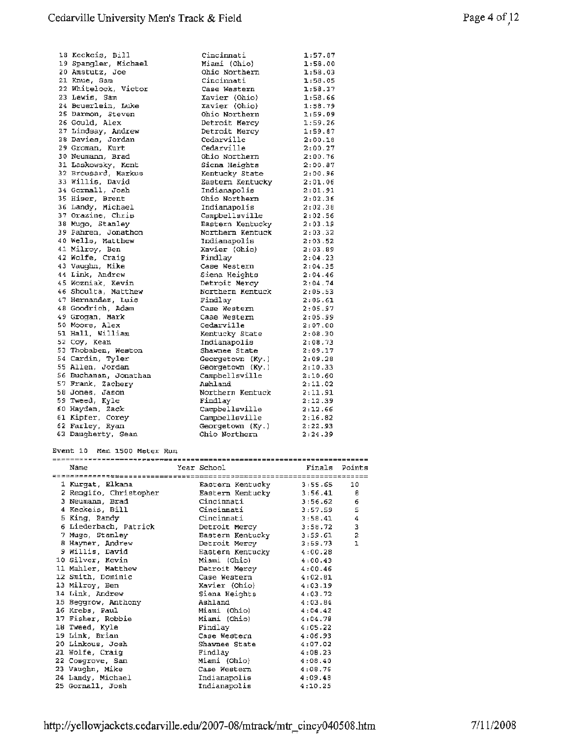| Place | Name | School | Finals |
|---|---|---|---|
| 18 | Keckeis, Bill | Cincinnati | 1:57.87 |
| 19 | Spangler, Michael | Miami (Ohio) | 1:58.00 |
| 20 | Amstutz, Joe | Ohio Northern | 1:58.03 |
| 21 | Knue, Sam | Cincinnati | 1:58.05 |
| 22 | Whitelock, Victor | Case Western | 1:58.37 |
| 23 | Lewis, Sam | Xavier (Ohio) | 1:58.66 |
| 24 | Beuerlein, Luke | Xavier (Ohio) | 1:58.79 |
| 25 | Darmon, Steven | Ohio Northern | 1:59.09 |
| 26 | Gould, Alex | Detroit Mercy | 1:59.26 |
| 27 | Lindsay, Andrew | Detroit Mercy | 1:59.87 |
| 28 | Davies, Jordan | Cedarville | 2:00.18 |
| 29 | Groman, Kurt | Cedarville | 2:00.27 |
| 30 | Neumann, Brad | Ohio Northern | 2:00.76 |
| 31 | Laskowsky, Kent | Siena Heights | 2:00.87 |
| 32 | Brousard, Markus | Kentucky State | 2:00.96 |
| 33 | Willis, David | Eastern Kentucky | 2:01.06 |
| 34 | Gornall, Josh | Indianapolis | 2:01.91 |
| 35 | Hiser, Brent | Ohio Northern | 2:02.36 |
| 36 | Landy, Michael | Indianapolis | 2:02.38 |
| 37 | Orazine, Chris | Campbellsville | 2:02.56 |
| 38 | Mugo, Stanley | Eastern Kentucky | 2:03.19 |
| 39 | Pahren, Jonathon | Northern Kentuck | 2:03.32 |
| 40 | Wells, Matthew | Indianapolis | 2:03.52 |
| 41 | Milroy, Ben | Xavier (Ohio) | 2:03.89 |
| 42 | Wolfe, Craig | Findlay | 2:04.23 |
| 43 | Vaughn, Mike | Case Western | 2:04.35 |
| 44 | Link, Andrew | Siena Heights | 2:04.46 |
| 45 | Wozniak, Kevin | Detroit Mercy | 2:04.74 |
| 46 | Shoulta, Matthew | Northern Kentuck | 2:05.53 |
| 47 | Hernandez, Luis | Findlay | 2:05.61 |
| 48 | Goodrich, Adam | Case Western | 2:05.97 |
| 49 | Grogan, Mark | Case Western | 2:05.99 |
| 50 | Moore, Alex | Cedarville | 2:07.00 |
| 51 | Hall, William | Kentucky State | 2:08.30 |
| 52 | Coy, Kean | Indianapolis | 2:08.73 |
| 53 | Thobaben, Weston | Shawnee State | 2:09.17 |
| 54 | Cardin, Tyler | Georgetown (Ky.) | 2:09.28 |
| 55 | Allen, Jordan | Georgetown (Ky.) | 2:10.33 |
| 56 | Buchanan, Jonathan | Campbellsville | 2:10.60 |
| 57 | Frank, Zachery | Ashland | 2:11.02 |
| 58 | Jones, Jason | Northern Kentuck | 2:11.91 |
| 59 | Tweed, Kyle | Findlay | 2:12.39 |
| 60 | Hayden, Zack | Campbellsville | 2:12.66 |
| 61 | Kipfer, Corey | Campbellsville | 2:16.82 |
| 62 | Farley, Ryan | Georgetown (Ky.) | 2:22.93 |
| 63 | Daugherty, Sean | Ohio Northern | 2:24.39 |

Event 10 Men 1500 Meter Run

| Place | Name | Year School | Finals | Points |
|---|---|---|---|---|
| 1 | Kurgat, Elkana | Eastern Kentucky | 3:55.65 | 10 |
| 2 | Rengifo, Christopher | Eastern Kentucky | 3:56.41 | 8 |
| 3 | Neumann, Brad | Cincinnati | 3:56.62 | 6 |
| 4 | Keckeis, Bill | Cincinnati | 3:57.59 | 5 |
| 5 | King, Randy | Cincinnati | 3:58.41 | 4 |
| 6 | Liederbach, Patrick | Detroit Mercy | 3:58.72 | 3 |
| 7 | Mugo, Stanley | Eastern Kentucky | 3:59.61 | 2 |
| 8 | Hayner, Andrew | Detroit Mercy | 3:59.73 | 1 |
| 9 | Willis, David | Eastern Kentucky | 4:00.28 | |
| 10 | Silver, Kevin | Miami (Ohio) | 4:00.43 | |
| 11 | Mahler, Matthew | Detroit Mercy | 4:00.46 | |
| 12 | Smith, Dominic | Case Western | 4:02.81 | |
| 13 | Milroy, Ben | Xavier (Ohio) | 4:03.19 | |
| 14 | Link, Andrew | Siena Heights | 4:03.72 | |
| 15 | Beggrow, Anthony | Ashland | 4:03.84 | |
| 16 | Krebs, Paul | Miami (Ohio) | 4:04.42 | |
| 17 | Fisher, Robbie | Miami (Ohio) | 4:04.78 | |
| 18 | Tweed, Kyle | Findlay | 4:05.22 | |
| 19 | Link, Brian | Case Western | 4:06.93 | |
| 20 | Linkous, Josh | Shawnee State | 4:07.02 | |
| 21 | Wolfe, Craig | Findlay | 4:08.23 | |
| 22 | Cosgrove, Sam | Miami (Ohio) | 4:08.40 | |
| 23 | Vaughn, Mike | Case Western | 4:08.76 | |
| 24 | Landy, Michael | Indianapolis | 4:09.48 | |
| 25 | Gornall, Josh | Indianapolis | 4:10.25 | |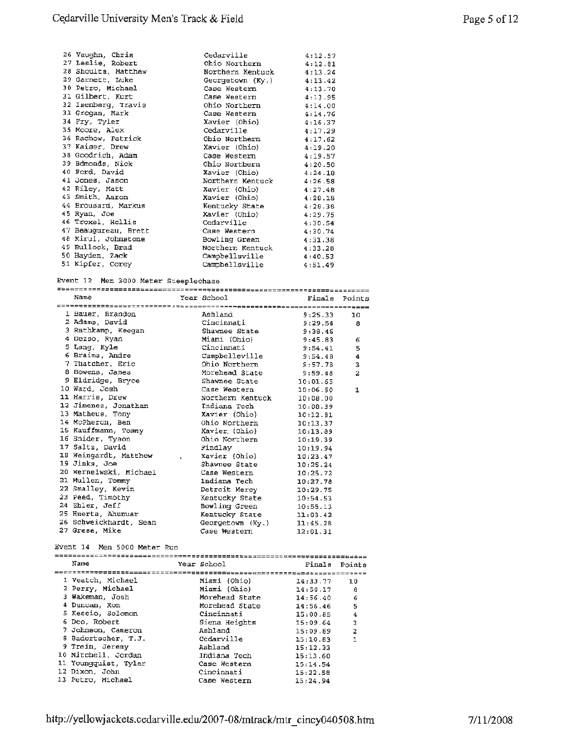| | Name | School | Finals |
|---|---|---|---|
| 26 | Vaughn, Chris | Cedarville | 4:12.57 |
| 27 | Leslie, Robert | Ohio Northern | 4:12.81 |
| 28 | Shoultz, Matthew | Northern Kentuck | 4:13.24 |
| 29 | Garnett, Luke | Georgetown (Ky.) | 4:13.42 |
| 30 | Petro, Michael | Case Western | 4:13.70 |
| 31 | Gilbert, Kurt | Case Western | 4:13.95 |
| 32 | Isenberg, Travis | Ohio Northern | 4:14.00 |
| 33 | Grogan, Mark | Case Western | 4:14.76 |
| 34 | Fry, Tyler | Xavier (Ohio) | 4:16.37 |
| 35 | Moore, Alex | Cedarville | 4:17.29 |
| 36 | Rachow, Patrick | Ohio Northern | 4:17.62 |
| 37 | Kaiser, Drew | Xavier (Ohio) | 4:19.20 |
| 38 | Goodrich, Adam | Case Western | 4:19.57 |
| 39 | Edmonds, Nick | Ohio Northern | 4:20.50 |
| 40 | Ford, David | Xavier (Ohio) | 4:24.18 |
| 41 | Jones, Jason | Northern Kentuck | 4:26.58 |
| 42 | Riley, Matt | Xavier (Ohio) | 4:27.48 |
| 43 | Smith, Aaron | Xavier (Ohio) | 4:28.18 |
| 44 | Brousard, Markus | Kentucky State | 4:28.38 |
| 45 | Ryan, Joe | Xavier (Ohio) | 4:29.75 |
| 46 | Troxel, Hollis | Cedarville | 4:30.54 |
| 47 | Beaugureau, Brett | Case Western | 4:30.74 |
| 48 | Kirui, Johnstone | Bowling Green | 4:31.38 |
| 49 | Bullock, Brad | Northern Kentuck | 4:33.28 |
| 50 | Hayden, Zack | Campbellsville | 4:40.53 |
| 51 | Kipfer, Corey | Campbellsville | 4:51.49 |

Event 12 Men 3000 Meter Steeplechase

| | Name | Year | School | Finals | Points |
|---|---|---|---|---|---|
| 1 | Bauer, Brandon | | Ashland | 9:25.33 | 10 |
| 2 | Adams, David | | Cincinnati | 9:29.54 | 8 |
| 3 | Rathkamp, Keegan | | Shawnee State | 9:38.46 | |
| 4 | Dezso, Ryan | | Miami (Ohio) | 9:45.83 | 6 |
| 5 | Lang, Kyle | | Cincinnati | 9:54.41 | 5 |
| 6 | Braima, Andre | | Campbellsville | 9:54.48 | 4 |
| 7 | Thatcher, Eric | | Ohio Northern | 9:57.78 | 3 |
| 8 | Bowens, James | | Morehead State | 9:59.48 | 2 |
| 9 | Eldridge, Bryce | | Shawnee State | 10:01.65 | |
| 10 | Ward, Josh | | Case Western | 10:06.50 | 1 |
| 11 | Harris, Drew | | Northern Kentuck | 10:08.00 | |
| 12 | Jimenez, Jonathan | | Indiana Tech | 10:08.39 | |
| 13 | Matheus, Tony | | Xavier (Ohio) | 10:12.81 | |
| 14 | McPheron, Ben | | Ohio Northern | 10:13.37 | |
| 15 | Kauffmann, Tommy | | Xavier (Ohio) | 10:13.89 | |
| 16 | Snider, Tyson | | Ohio Northern | 10:19.39 | |
| 17 | Saltz, David | | Findlay | 10:19.94 | |
| 18 | Weingardt, Matthew | | Xavier (Ohio) | 10:23.47 | |
| 19 | Jinks, Joe | | Shawnee State | 10:25.24 | |
| 20 | Werneiwski, Michael | | Case Western | 10:25.72 | |
| 21 | Mullen, Tommy | | Indiana Tech | 10:27.78 | |
| 22 | Smalley, Kevin | | Detroit Mercy | 10:29.75 | |
| 23 | Peed, Timothy | | Kentucky State | 10:54.53 | |
| 24 | Ehler, Jeff | | Bowling Green | 10:55.13 | |
| 25 | Huerta, Ahunuar | | Kentucky State | 11:03.42 | |
| 26 | Schweickhardt, Sean | | Georgetown (Ky.) | 11:45.28 | |
| 27 | Grese, Mike | | Case Western | 12:01.31 | |

Event 14 Men 5000 Meter Run

| | Name | Year | School | Finals | Points |
|---|---|---|---|---|---|
| 1 | Veatch, Michael | | Miami (Ohio) | 14:33.77 | 10 |
| 2 | Perry, Michael | | Miami (Ohio) | 14:50.17 | 8 |
| 3 | Wakeman, Josh | | Morehead State | 14:56.40 | 6 |
| 4 | Duncan, Ron | | Morehead State | 14:56.46 | 5 |
| 5 | Kessio, Solomon | | Cincinnati | 15:00.85 | 4 |
| 6 | Deo, Robert | | Siena Heights | 15:09.64 | 3 |
| 7 | Johnson, Cameron | | Ashland | 15:09.89 | 2 |
| 8 | Badertscher, T.J. | | Cedarville | 15:10.83 | 1 |
| 9 | Trein, Jeremy | | Ashland | 15:12.33 | |
| 10 | Mitchell, Jordan | | Indiana Tech | 15:13.60 | |
| 11 | Youngquist, Tyler | | Case Western | 15:14.54 | |
| 12 | Dixon, John | | Cincinnati | 15:22.58 | |
| 13 | Petro, Michael | | Case Western | 15:24.94 | |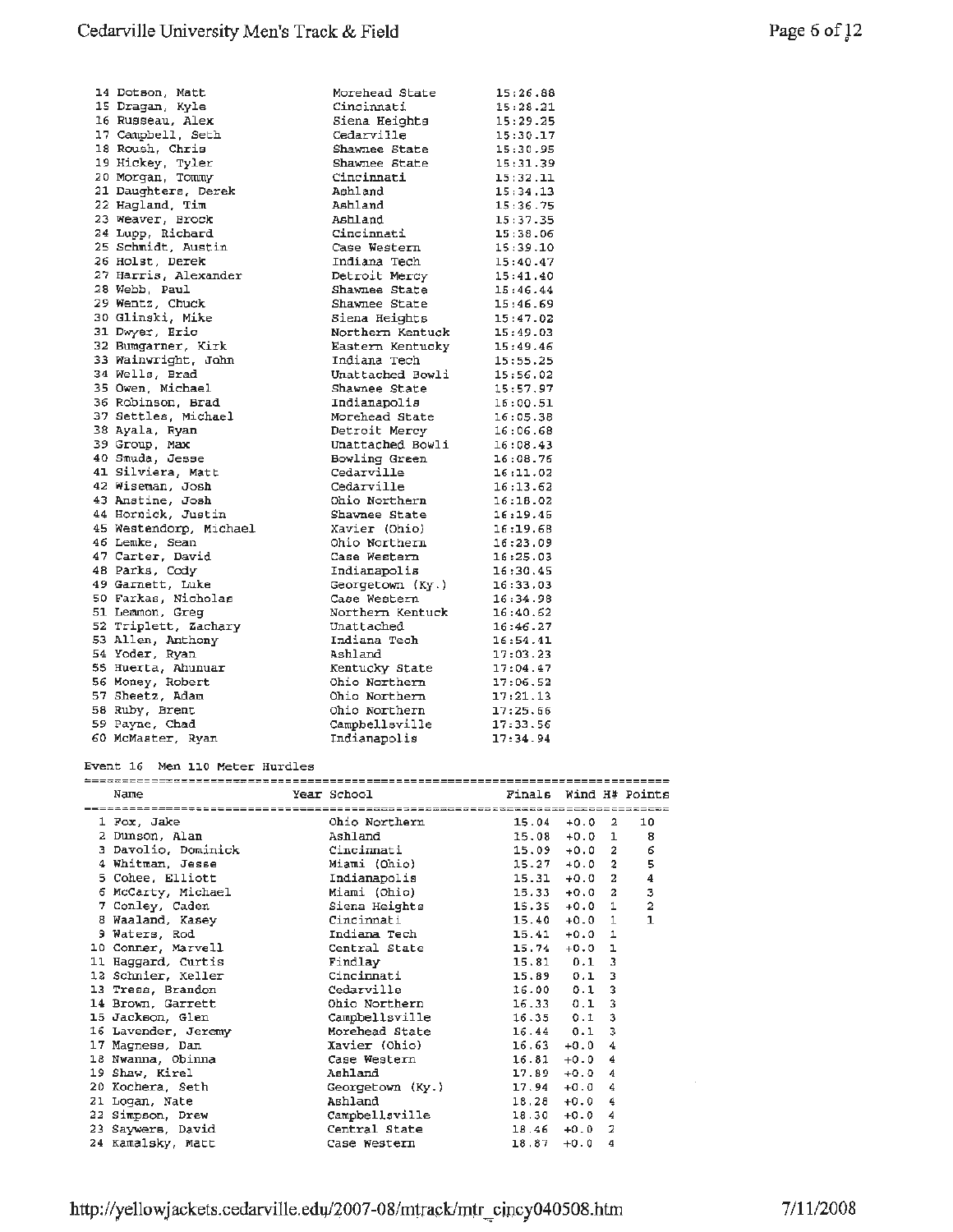| Place | Name | School | Time |
|---|---|---|---|
| 14 | Dotson, Matt | Morehead State | 15:26.88 |
| 15 | Dragan, Kyle | Cincinnati | 15:28.21 |
| 16 | Russeau, Alex | Siena Heights | 15:29.25 |
| 17 | Campbell, Seth | Cedarville | 15:30.17 |
| 18 | Roush, Chris | Shawnee State | 15:30.95 |
| 19 | Hickey, Tyler | Shawnee State | 15:31.39 |
| 20 | Morgan, Tommy | Cincinnati | 15:32.11 |
| 21 | Daughters, Derek | Ashland | 15:34.13 |
| 22 | Hagland, Tim | Ashland | 15:36.75 |
| 23 | Weaver, Brock | Ashland | 15:37.35 |
| 24 | Lupp, Richard | Cincinnati | 15:38.06 |
| 25 | Schmidt, Austin | Case Western | 15:39.10 |
| 26 | Holst, Derek | Indiana Tech | 15:40.47 |
| 27 | Harris, Alexander | Detroit Mercy | 15:41.40 |
| 28 | Webb, Paul | Shawnee State | 15:46.44 |
| 29 | Wentz, Chuck | Shawnee State | 15:46.69 |
| 30 | Glinski, Mike | Siena Heights | 15:47.02 |
| 31 | Dwyer, Eric | Northern Kentuck | 15:49.03 |
| 32 | Bumgarner, Kirk | Eastern Kentucky | 15:49.46 |
| 33 | Wainwright, John | Indiana Tech | 15:55.25 |
| 34 | Wells, Brad | Unattached Bowli | 15:56.02 |
| 35 | Owen, Michael | Shawnee State | 15:57.97 |
| 36 | Robinson, Brad | Indianapolis | 16:00.51 |
| 37 | Settles, Michael | Morehead State | 16:05.38 |
| 38 | Ayala, Ryan | Detroit Mercy | 16:06.68 |
| 39 | Group, Max | Unattached Bowli | 16:08.43 |
| 40 | Smuda, Jesse | Bowling Green | 16:08.76 |
| 41 | Silviera, Matt | Cedarville | 16:11.02 |
| 42 | Wiseman, Josh | Cedarville | 16:13.62 |
| 43 | Anstine, Josh | Ohio Northern | 16:18.02 |
| 44 | Hornick, Justin | Shawnee State | 16:19.45 |
| 45 | Westendorp, Michael | Xavier (Ohio) | 16:19.68 |
| 46 | Lemke, Sean | Ohio Northern | 16:23.09 |
| 47 | Carter, David | Case Western | 16:25.03 |
| 48 | Parks, Cody | Indianapolis | 16:30.45 |
| 49 | Garnett, Luke | Georgetown (Ky.) | 16:33.03 |
| 50 | Farkas, Nicholas | Case Western | 16:34.98 |
| 51 | Lemmon, Greg | Northern Kentuck | 16:40.62 |
| 52 | Triplett, Zachary | Unattached | 16:46.27 |
| 53 | Allen, Anthony | Indiana Tech | 16:54.41 |
| 54 | Yoder, Ryan | Ashland | 17:03.23 |
| 55 | Huerta, Ahunuar | Kentucky State | 17:04.47 |
| 56 | Money, Robert | Ohio Northern | 17:06.52 |
| 57 | Sheetz, Adam | Ohio Northern | 17:21.13 |
| 58 | Ruby, Brent | Ohio Northern | 17:25.66 |
| 59 | Payne, Chad | Campbellsville | 17:33.56 |
| 60 | McMaster, Ryan | Indianapolis | 17:34.94 |

## Event 16 Men 110 Meter Hurdles

| Place | Name | Year | School | Finals | Wind | H# | Points |
|---|---|---|---|---|---|---|---|
| 1 | Fox, Jake | | Ohio Northern | 15.04 | +0.0 | 2 | 10 |
| 2 | Dunson, Alan | | Ashland | 15.08 | +0.0 | 1 | 8 |
| 3 | Davolio, Dominick | | Cincinnati | 15.09 | +0.0 | 2 | 6 |
| 4 | Whitman, Jesse | | Miami (Ohio) | 15.27 | +0.0 | 2 | 5 |
| 5 | Cohee, Elliott | | Indianapolis | 15.31 | +0.0 | 2 | 4 |
| 6 | McCarty, Michael | | Miami (Ohio) | 15.33 | +0.0 | 2 | 3 |
| 7 | Conley, Caden | | Siena Heights | 15.35 | +0.0 | 1 | 2 |
| 8 | Waaland, Kasey | | Cincinnati | 15.40 | +0.0 | 1 | 1 |
| 9 | Waters, Rod | | Indiana Tech | 15.41 | +0.0 | 1 | |
| 10 | Conner, Marvell | | Central State | 15.74 | +0.0 | 1 | |
| 11 | Haggard, Curtis | | Findlay | 15.81 | 0.1 | 3 | |
| 12 | Schnier, Keller | | Cincinnati | 15.89 | 0.1 | 3 | |
| 13 | Tress, Brandon | | Cedarville | 16.00 | 0.1 | 3 | |
| 14 | Brown, Garrett | | Ohio Northern | 16.33 | 0.1 | 3 | |
| 15 | Jackson, Glen | | Campbellsville | 16.35 | 0.1 | 3 | |
| 16 | Lavender, Jeremy | | Morehead State | 16.44 | 0.1 | 3 | |
| 17 | Magness, Dan | | Xavier (Ohio) | 16.63 | +0.0 | 4 | |
| 18 | Nwanna, Obinna | | Case Western | 16.81 | +0.0 | 4 | |
| 19 | Shaw, Kirel | | Ashland | 17.89 | +0.0 | 4 | |
| 20 | Kochera, Seth | | Georgetown (Ky.) | 17.94 | +0.0 | 4 | |
| 21 | Logan, Nate | | Ashland | 18.28 | +0.0 | 4 | |
| 22 | Simpson, Drew | | Campbellsville | 18.30 | +0.0 | 4 | |
| 23 | Saywers, David | | Central State | 18.46 | +0.0 | 2 | |
| 24 | Kamalsky, Matt | | Case Western | 18.87 | +0.0 | 4 | |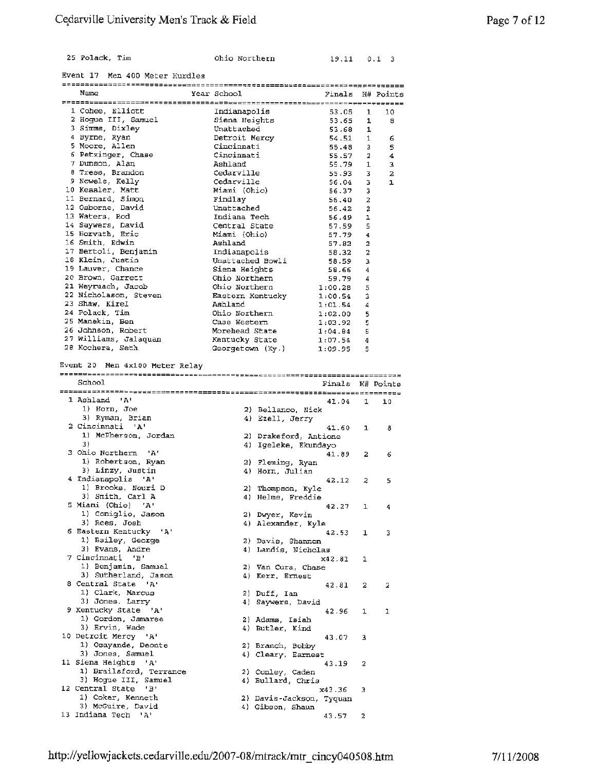25 Polack, Tim Ohio Northern 19.11 0.1 3

Event 17 Men 400 Meter Hurdles

| Name | Year | School | Finals | H# | Points |
|---|---|---|---|---|---|
| 1 Cohee, Elliott | | Indianapolis | 53.05 | 1 | 10 |
| 2 Hogue III, Samuel | | Siena Heights | 53.65 | 1 | 8 |
| 3 Simms, Dixley | | Unattached | 53.68 | 1 | |
| 4 Byrne, Ryan | | Detroit Mercy | 54.51 | 1 | 6 |
| 5 Moore, Allen | | Cincinnati | 55.48 | 2 | 5 |
| 6 Petzinger, Chase | | Cincinnati | 55.57 | 2 | 4 |
| 7 Dunson, Alan | | Ashland | 55.79 | 1 | 3 |
| 8 Tress, Brandon | | Cedarville | 55.93 | 3 | 2 |
| 9 Nowels, Kelly | | Cedarville | 56.04 | 3 | 1 |
| 10 Kessler, Matt | | Miami (Ohio) | 56.37 | 3 | |
| 11 Bernard, Simon | | Findlay | 56.40 | 2 | |
| 12 Osborne, David | | Unattached | 56.42 | 2 | |
| 13 Waters, Rod | | Indiana Tech | 56.49 | 1 | |
| 14 Saywers, David | | Central State | 57.59 | 5 | |
| 15 Horvath, Eric | | Miami (Ohio) | 57.79 | 4 | |
| 16 Smith, Edwin | | Ashland | 57.82 | 2 | |
| 17 Bertoli, Benjamin | | Indianapolis | 58.32 | 2 | |
| 18 Klein, Justin | | Unattached Bowli | 58.59 | 3 | |
| 19 Lauver, Chance | | Siena Heights | 58.66 | 4 | |
| 20 Brown, Garrett | | Ohio Northern | 59.79 | 4 | |
| 21 Weyrauch, Jacob | | Ohio Northern | 1:00.28 | 5 | |
| 22 Nicholason, Steven | | Eastern Kentucky | 1:00.54 | 3 | |
| 23 Shaw, Kirel | | Ashland | 1:01.54 | 4 | |
| 24 Polack, Tim | | Ohio Northern | 1:02.00 | 5 | |
| 25 Manekin, Ben | | Case Western | 1:03.92 | 5 | |
| 26 Johnson, Robert | | Morehead State | 1:04.84 | 5 | |
| 27 Williams, Jalaquan | | Kentucky State | 1:07.54 | 4 | |
| 28 Kochera, Seth | | Georgetown (Ky.) | 1:09.95 | 5 | |

Event 20 Men 4x100 Meter Relay

| School | Finals | H# | Points |
|---|---|---|---|
| 1 Ashland 'A' | 41.04 | 1 | 10 |
| 1) Horn, Joe; 2) Bellanco, Nick; 3) Ryman, Brian; 4) Ezell, Jerry | | | |
| 2 Cincinnati 'A' | 41.60 | 1 | 8 |
| 1) McPherson, Jordan; 2) Drakeford, Antione; 3); 4) Igeleke, Ekundayo | | | |
| 3 Ohio Northern 'A' | 41.89 | 2 | 6 |
| 1) Robertson, Ryan; 2) Fleming, Ryan; 3) Linzy, Justin; 4) Horn, Julian | | | |
| 4 Indianapolis 'A' | 42.12 | 2 | 5 |
| 1) Brooks, Nouri D; 2) Thompson, Kyle; 3) Smith, Carl A; 4) Helms, Freddie | | | |
| 5 Miami (Ohio) 'A' | 42.27 | 1 | 4 |
| 1) Coniglio, Jason; 2) Dwyer, Kevin; 3) Rees, Josh; 4) Alexander, Kyle | | | |
| 6 Eastern Kentucky 'A' | 42.53 | 1 | 3 |
| 1) Bailey, George; 2) Davis, Shannon; 3) Evans, Andre; 4) Landis, Nicholas | | | |
| 7 Cincinnati 'B' | x42.81 | 1 | |
| 1) Benjamin, Samuel; 2) Van Cura, Chase; 3) Sutherland, Jason; 4) Kerr, Ernest | | | |
| 8 Central State 'A' | 42.81 | 2 | 2 |
| 1) Clark, Marcus; 2) Duff, Ian; 3) Jones, Larry; 4) Saywers, David | | | |
| 9 Kentucky State 'A' | 42.96 | 1 | 1 |
| 1) Gordon, Jamaree; 2) Adams, Isiah; 3) Ervin, Wade; 4) Butler, Kind | | | |
| 10 Detroit Mercy 'A' | 43.07 | 3 | |
| 1) Osayande, Deonte; 2) Branch, Bobby; 3) Jones, Samuel; 4) Cleary, Earnest | | | |
| 11 Siena Heights 'A' | 43.19 | 2 | |
| 1) Brailsford, Terrance; 2) Conley, Caden; 3) Hogue III, Samuel; 4) Bullard, Chris | | | |
| 12 Central State 'B' | x43.36 | 3 | |
| 1) Coker, Kenneth; 2) Davis-Jackson, Tyquan; 3) McGuire, David; 4) Gibson, Shaun | | | |
| 13 Indiana Tech 'A' | 43.57 | 2 | |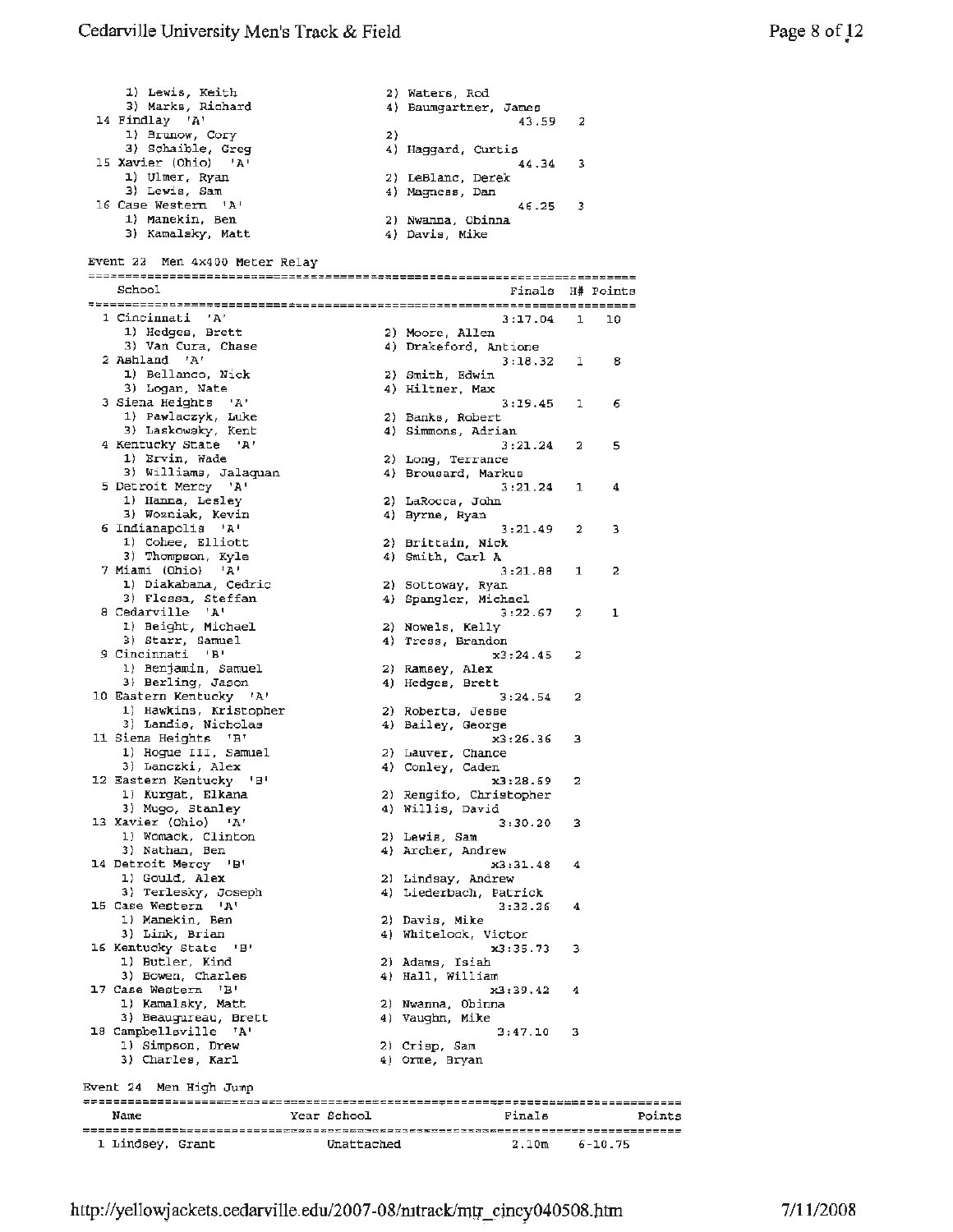```
    1) Lewis, Keith                  2) Waters, Rod
    3) Marks, Richard                4) Baumgartner, James
 14 Findlay  'A'                                   43.59    2
    1) Brunow, Cory                  2)
    3) Schaible, Greg                4) Haggard, Curtis
 15 Xavier (Ohio)  'A'                             44.34    3
    1) Ulmer, Ryan                   2) LeBlanc, Derek
    3) Lewis, Sam                    4) Magness, Dan
 16 Case Western  'A'                              46.25    3
    1) Manekin, Ben                  2) Nwanna, Obinna
    3) Kamalsky, Matt                4) Davis, Mike
```

Event 22 Men 4x400 Meter Relay

```
=========================================================================
    School                                         Finals  H# Points
=========================================================================
  1 Cincinnati  'A'                              3:17.04    1   10
    1) Hedges, Brett                 2) Moore, Allen
    3) Van Cura, Chase               4) Drakeford, Antione
  2 Ashland  'A'                                 3:18.32    1    8
    1) Bellanco, Nick                2) Smith, Edwin
    3) Logan, Nate                   4) Hiltner, Max
  3 Siena Heights  'A'                           3:19.45    1    6
    1) Pawlaczyk, Luke               2) Banks, Robert
    3) Laskowsky, Kent               4) Simmons, Adrian
  4 Kentucky State  'A'                          3:21.24    2    5
    1) Ervin, Wade                   2) Long, Terrance
    3) Williams, Jalaquan            4) Brousard, Markus
  5 Detroit Mercy  'A'                           3:21.24    1    4
    1) Hanna, Lesley                 2) LaRocca, John
    3) Wozniak, Kevin                4) Byrne, Ryan
  6 Indianapolis  'A'                            3:21.49    2    3
    1) Cohee, Elliott                2) Brittain, Nick
    3) Thompson, Kyle                4) Smith, Carl A
  7 Miami (Ohio)  'A'                            3:21.88    1    2
    1) Diakabana, Cedric             2) Sottoway, Ryan
    3) Flessa, Steffan               4) Spangler, Michael
  8 Cedarville  'A'                              3:22.67    2    1
    1) Beight, Michael               2) Nowels, Kelly
    3) Starr, Samuel                 4) Tress, Brandon
  9 Cincinnati  'B'                             x3:24.45    2
    1) Benjamin, Samuel              2) Ramsey, Alex
    3) Berling, Jason                4) Hedges, Brett
 10 Eastern Kentucky  'A'                        3:24.54    2
    1) Hawkins, Kristopher           2) Roberts, Jesse
    3) Landis, Nicholas              4) Bailey, George
 11 Siena Heights  'B'                          x3:26.36    3
    1) Hogue III, Samuel             2) Lauver, Chance
    3) Lanczki, Alex                 4) Conley, Caden
 12 Eastern Kentucky  'B'                       x3:28.69    2
    1) Kurgat, Elkana                2) Rengifo, Christopher
    3) Mugo, Stanley                 4) Willis, David
 13 Xavier (Ohio)  'A'                           3:30.20    3
    1) Womack, Clinton               2) Lewis, Sam
    3) Nathan, Ben                   4) Archer, Andrew
 14 Detroit Mercy  'B'                          x3:31.48    4
    1) Gould, Alex                   2) Lindsay, Andrew
    3) Terlesky, Joseph              4) Liederbach, Patrick
 15 Case Western  'A'                            3:32.26    4
    1) Manekin, Ben                  2) Davis, Mike
    3) Link, Brian                   4) Whitelock, Victor
 16 Kentucky State  'B'                         x3:35.73    3
    1) Butler, Kind                  2) Adams, Isiah
    3) Bowen, Charles                4) Hall, William
 17 Case Western  'B'                           x3:39.42    4
    1) Kamalsky, Matt                2) Nwanna, Obinna
    3) Beaugureau, Brett             4) Vaughn, Mike
 18 Campbellsville  'A'                          3:47.10    3
    1) Simpson, Drew                 2) Crisp, Sam
    3) Charles, Karl                 4) Orme, Bryan
```

Event 24 Men High Jump

```
================================================================================
    Name                   Year School                 Finals            Points
================================================================================
  1 Lindsey, Grant              Unattached              2.10m    6-10.75
```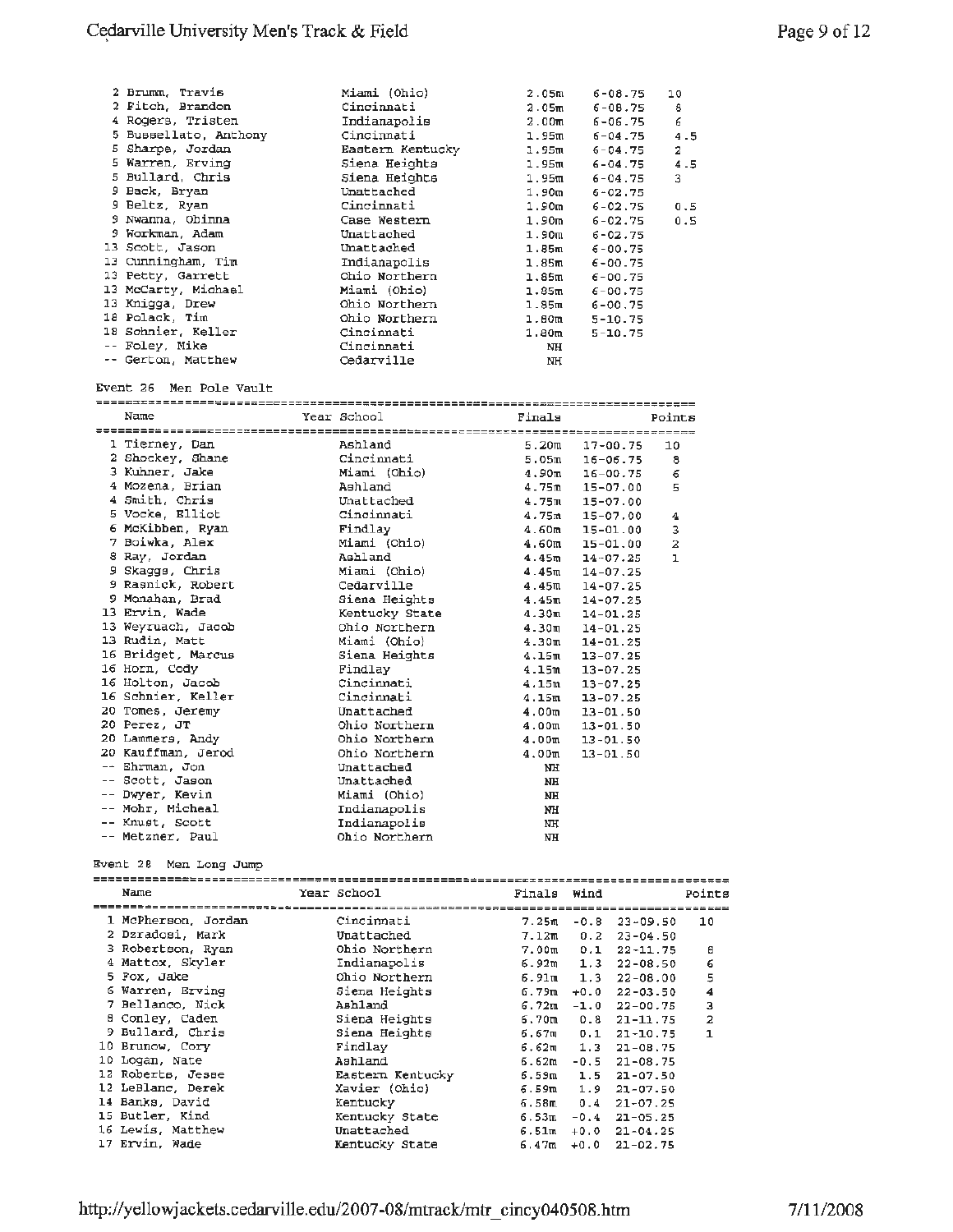| Name | Year School | Finals | | Points |
|---|---|---|---|---|
| 2 Brumm, Travis | Miami (Ohio) | 2.05m | 6-08.75 | 10 |
| 2 Fitch, Brandon | Cincinnati | 2.05m | 6-08.75 | 8 |
| 4 Rogers, Tristen | Indianapolis | 2.00m | 6-06.75 | 6 |
| 5 Bussellato, Anthony | Cincinnati | 1.95m | 6-04.75 | 4.5 |
| 5 Sharpe, Jordan | Eastern Kentucky | 1.95m | 6-04.75 | 2 |
| 5 Warren, Erving | Siena Heights | 1.95m | 6-04.75 | 4.5 |
| 5 Bullard, Chris | Siena Heights | 1.95m | 6-04.75 | 3 |
| 9 Back, Bryan | Unattached | 1.90m | 6-02.75 | |
| 9 Beltz, Ryan | Cincinnati | 1.90m | 6-02.75 | 0.5 |
| 9 Nwanna, Obinna | Case Western | 1.90m | 6-02.75 | 0.5 |
| 9 Workman, Adam | Unattached | 1.90m | 6-02.75 | |
| 13 Scott, Jason | Unattached | 1.85m | 6-00.75 | |
| 13 Cunningham, Tim | Indianapolis | 1.85m | 6-00.75 | |
| 13 Petty, Garrett | Ohio Northern | 1.85m | 6-00.75 | |
| 13 McCarty, Michael | Miami (Ohio) | 1.85m | 6-00.75 | |
| 13 Knigga, Drew | Ohio Northern | 1.85m | 6-00.75 | |
| 18 Polack, Tim | Ohio Northern | 1.80m | 5-10.75 | |
| 18 Schnier, Keller | Cincinnati | 1.80m | 5-10.75 | |
| -- Foley, Mike | Cincinnati | NH | | |
| -- Gerton, Matthew | Cedarville | NH | | |

Event 26 Men Pole Vault

| Name | Year School | Finals | | Points |
|---|---|---|---|---|
| 1 Tierney, Dan | Ashland | 5.20m | 17-00.75 | 10 |
| 2 Shockey, Shane | Cincinnati | 5.05m | 16-06.75 | 8 |
| 3 Kuhner, Jake | Miami (Ohio) | 4.90m | 16-00.75 | 6 |
| 4 Mozena, Brian | Ashland | 4.75m | 15-07.00 | 5 |
| 4 Smith, Chris | Unattached | 4.75m | 15-07.00 | |
| 5 Vocke, Elliot | Cincinnati | 4.75m | 15-07.00 | 4 |
| 6 McKibben, Ryan | Findlay | 4.60m | 15-01.00 | 3 |
| 7 Boiwka, Alex | Miami (Ohio) | 4.60m | 15-01.00 | 2 |
| 8 Ray, Jordan | Ashland | 4.45m | 14-07.25 | 1 |
| 9 Skaggs, Chris | Miami (Ohio) | 4.45m | 14-07.25 | |
| 9 Rasnick, Robert | Cedarville | 4.45m | 14-07.25 | |
| 9 Monahan, Brad | Siena Heights | 4.45m | 14-07.25 | |
| 13 Ervin, Wade | Kentucky State | 4.30m | 14-01.25 | |
| 13 Weyruach, Jacob | Ohio Northern | 4.30m | 14-01.25 | |
| 13 Rudin, Matt | Miami (Ohio) | 4.30m | 14-01.25 | |
| 16 Bridget, Marcus | Siena Heights | 4.15m | 13-07.25 | |
| 16 Horn, Cody | Findlay | 4.15m | 13-07.25 | |
| 16 Holton, Jacob | Cincinnati | 4.15m | 13-07.25 | |
| 16 Schnier, Keller | Cincinnati | 4.15m | 13-07.25 | |
| 20 Tomes, Jeremy | Unattached | 4.00m | 13-01.50 | |
| 20 Perez, JT | Ohio Northern | 4.00m | 13-01.50 | |
| 20 Lammers, Andy | Ohio Northern | 4.00m | 13-01.50 | |
| 20 Kauffman, Jerod | Ohio Northern | 4.00m | 13-01.50 | |
| -- Ehrman, Jon | Unattached | NH | | |
| -- Scott, Jason | Unattached | NH | | |
| -- Dwyer, Kevin | Miami (Ohio) | NH | | |
| -- Mohr, Micheal | Indianapolis | NH | | |
| -- Knust, Scott | Indianapolis | NH | | |
| -- Metzner, Paul | Ohio Northern | NH | | |

Event 28 Men Long Jump

| Name | Year School | Finals | Wind | | Points |
|---|---|---|---|---|---|
| 1 McPherson, Jordan | Cincinnati | 7.25m | -0.8 | 23-09.50 | 10 |
| 2 Dzradosi, Mark | Unattached | 7.12m | 0.2 | 23-04.50 | |
| 3 Robertson, Ryan | Ohio Northern | 7.00m | 0.1 | 22-11.75 | 8 |
| 4 Mattox, Skyler | Indianapolis | 6.92m | 1.3 | 22-08.50 | 6 |
| 5 Fox, Jake | Ohio Northern | 6.91m | 1.3 | 22-08.00 | 5 |
| 6 Warren, Erving | Siena Heights | 6.79m | +0.0 | 22-03.50 | 4 |
| 7 Bellanco, Nick | Ashland | 6.72m | -1.0 | 22-00.75 | 3 |
| 8 Conley, Caden | Siena Heights | 6.70m | 0.8 | 21-11.75 | 2 |
| 9 Bullard, Chris | Siena Heights | 6.67m | 0.1 | 21-10.75 | 1 |
| 10 Brunow, Cory | Findlay | 6.62m | 1.3 | 21-08.75 | |
| 10 Logan, Nate | Ashland | 6.62m | -0.5 | 21-08.75 | |
| 12 Roberts, Jesse | Eastern Kentucky | 6.59m | 1.5 | 21-07.50 | |
| 12 LeBlanc, Derek | Xavier (Ohio) | 6.59m | 1.9 | 21-07.50 | |
| 14 Banks, David | Kentucky | 6.58m | 0.4 | 21-07.25 | |
| 15 Butler, Kind | Kentucky State | 6.53m | -0.4 | 21-05.25 | |
| 16 Lewis, Matthew | Unattached | 6.51m | +0.0 | 21-04.25 | |
| 17 Ervin, Wade | Kentucky State | 6.47m | +0.0 | 21-02.75 | |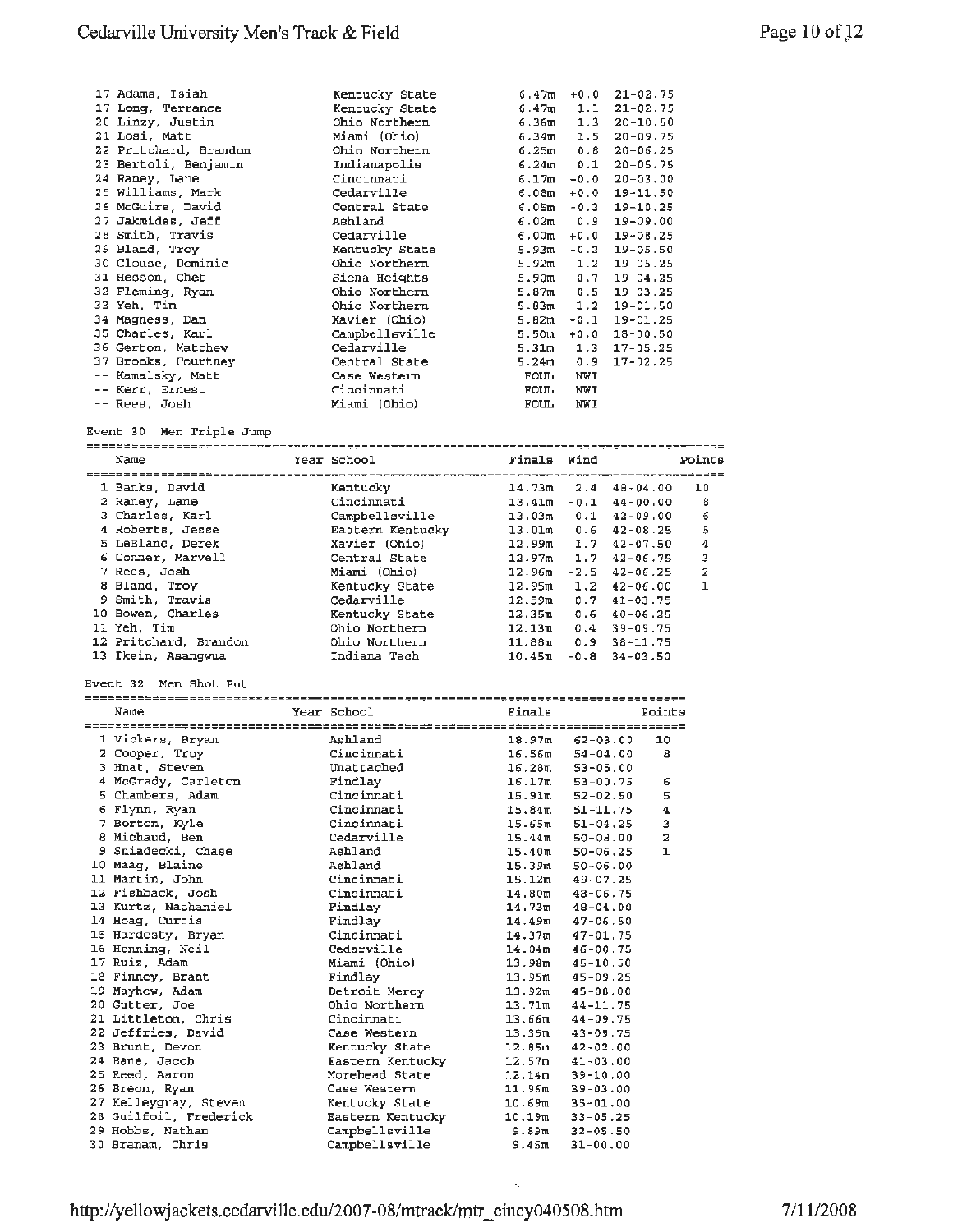| | | | | |
|---|---|---|---|---|
| 17 Adams, Isiah | Kentucky State | 6.47m | +0.0 | 21-02.75 |
| 17 Long, Terrance | Kentucky State | 6.47m | 1.1 | 21-02.75 |
| 20 Linzy, Justin | Ohio Northern | 6.36m | 1.3 | 20-10.50 |
| 21 Losi, Matt | Miami (Ohio) | 6.34m | 1.5 | 20-09.75 |
| 22 Pritchard, Brandon | Ohio Northern | 6.25m | 0.8 | 20-06.25 |
| 23 Bertoli, Benjamin | Indianapolis | 6.24m | 0.1 | 20-05.75 |
| 24 Raney, Lane | Cincinnati | 6.17m | +0.0 | 20-03.00 |
| 25 Williams, Mark | Cedarville | 6.08m | +0.0 | 19-11.50 |
| 26 McGuire, David | Central State | 6.05m | -0.3 | 19-10.25 |
| 27 Jakmides, Jeff | Ashland | 6.02m | 0.9 | 19-09.00 |
| 28 Smith, Travis | Cedarville | 6.00m | +0.0 | 19-08.25 |
| 29 Bland, Troy | Kentucky State | 5.93m | -0.2 | 19-05.50 |
| 30 Clouse, Dominic | Ohio Northern | 5.92m | -1.2 | 19-05.25 |
| 31 Hesson, Chet | Siena Heights | 5.90m | 0.7 | 19-04.25 |
| 32 Fleming, Ryan | Ohio Northern | 5.87m | -0.5 | 19-03.25 |
| 33 Yeh, Tim | Ohio Northern | 5.83m | 1.2 | 19-01.50 |
| 34 Magness, Dan | Xavier (Ohio) | 5.82m | -0.1 | 19-01.25 |
| 35 Charles, Karl | Campbellsville | 5.50m | +0.0 | 18-00.50 |
| 36 Gerton, Matthew | Cedarville | 5.31m | 1.3 | 17-05.25 |
| 37 Brooks, Courtney | Central State | 5.24m | 0.9 | 17-02.25 |
| -- Kamalsky, Matt | Case Western | FOUL | NWI | |
| -- Kerr, Ernest | Cincinnati | FOUL | NWI | |
| -- Rees, Josh | Miami (Ohio) | FOUL | NWI | |

Event 30 Men Triple Jump

| Name | Year School | Finals | Wind | | Points |
|---|---|---|---|---|---|
| 1 Banks, David | Kentucky | 14.73m | 2.4 | 48-04.00 | 10 |
| 2 Raney, Lane | Cincinnati | 13.41m | -0.1 | 44-00.00 | 8 |
| 3 Charles, Karl | Campbellsville | 13.03m | 0.1 | 42-09.00 | 6 |
| 4 Roberts, Jesse | Eastern Kentucky | 13.01m | 0.6 | 42-08.25 | 5 |
| 5 LeBlanc, Derek | Xavier (Ohio) | 12.99m | 1.7 | 42-07.50 | 4 |
| 6 Conner, Marvell | Central State | 12.97m | 1.7 | 42-06.75 | 3 |
| 7 Rees, Josh | Miami (Ohio) | 12.96m | -2.5 | 42-06.25 | 2 |
| 8 Bland, Troy | Kentucky State | 12.95m | 1.2 | 42-06.00 | 1 |
| 9 Smith, Travis | Cedarville | 12.59m | 0.7 | 41-03.75 | |
| 10 Bowen, Charles | Kentucky State | 12.35m | 0.6 | 40-06.25 | |
| 11 Yeh, Tim | Ohio Northern | 12.13m | 0.4 | 39-09.75 | |
| 12 Pritchard, Brandon | Ohio Northern | 11.88m | 0.9 | 38-11.75 | |
| 13 Ikein, Asangwua | Indiana Tech | 10.45m | -0.8 | 34-03.50 | |

Event 32 Men Shot Put

| Name | Year School | Finals | | Points |
|---|---|---|---|---|
| 1 Vickers, Bryan | Ashland | 18.97m | 62-03.00 | 10 |
| 2 Cooper, Troy | Cincinnati | 16.56m | 54-04.00 | 8 |
| 3 Hnat, Steven | Unattached | 16.28m | 53-05.00 | |
| 4 McGrady, Carleton | Findlay | 16.17m | 53-00.75 | 6 |
| 5 Chambers, Adam | Cincinnati | 15.91m | 52-02.50 | 5 |
| 6 Flynn, Ryan | Cincinnati | 15.84m | 51-11.75 | 4 |
| 7 Borton, Kyle | Cincinnati | 15.65m | 51-04.25 | 3 |
| 8 Michaud, Ben | Cedarville | 15.44m | 50-08.00 | 2 |
| 9 Sniadecki, Chase | Ashland | 15.40m | 50-06.25 | 1 |
| 10 Maag, Blaine | Ashland | 15.39m | 50-06.00 | |
| 11 Martin, John | Cincinnati | 15.12m | 49-07.25 | |
| 12 Fishback, Josh | Cincinnati | 14.80m | 48-06.75 | |
| 13 Kurtz, Nathaniel | Findlay | 14.73m | 48-04.00 | |
| 14 Hoag, Curtis | Findlay | 14.49m | 47-06.50 | |
| 15 Hardesty, Bryan | Cincinnati | 14.37m | 47-01.75 | |
| 16 Henning, Neil | Cedarville | 14.04m | 46-00.75 | |
| 17 Ruiz, Adam | Miami (Ohio) | 13.98m | 45-10.50 | |
| 18 Finney, Brant | Findlay | 13.95m | 45-09.25 | |
| 19 Mayhew, Adam | Detroit Mercy | 13.92m | 45-08.00 | |
| 20 Gutter, Joe | Ohio Northern | 13.71m | 44-11.75 | |
| 21 Littleton, Chris | Cincinnati | 13.66m | 44-09.75 | |
| 22 Jeffries, David | Case Western | 13.35m | 43-09.75 | |
| 23 Brunt, Devon | Kentucky State | 12.85m | 42-02.00 | |
| 24 Bane, Jacob | Eastern Kentucky | 12.57m | 41-03.00 | |
| 25 Reed, Aaron | Morehead State | 12.14m | 39-10.00 | |
| 26 Breen, Ryan | Case Western | 11.96m | 39-03.00 | |
| 27 Kelleygray, Steven | Kentucky State | 10.69m | 35-01.00 | |
| 28 Guilfoil, Frederick | Eastern Kentucky | 10.19m | 33-05.25 | |
| 29 Hobbs, Nathan | Campbellsville | 9.89m | 32-05.50 | |
| 30 Branam, Chris | Campbellsville | 9.45m | 31-00.00 | |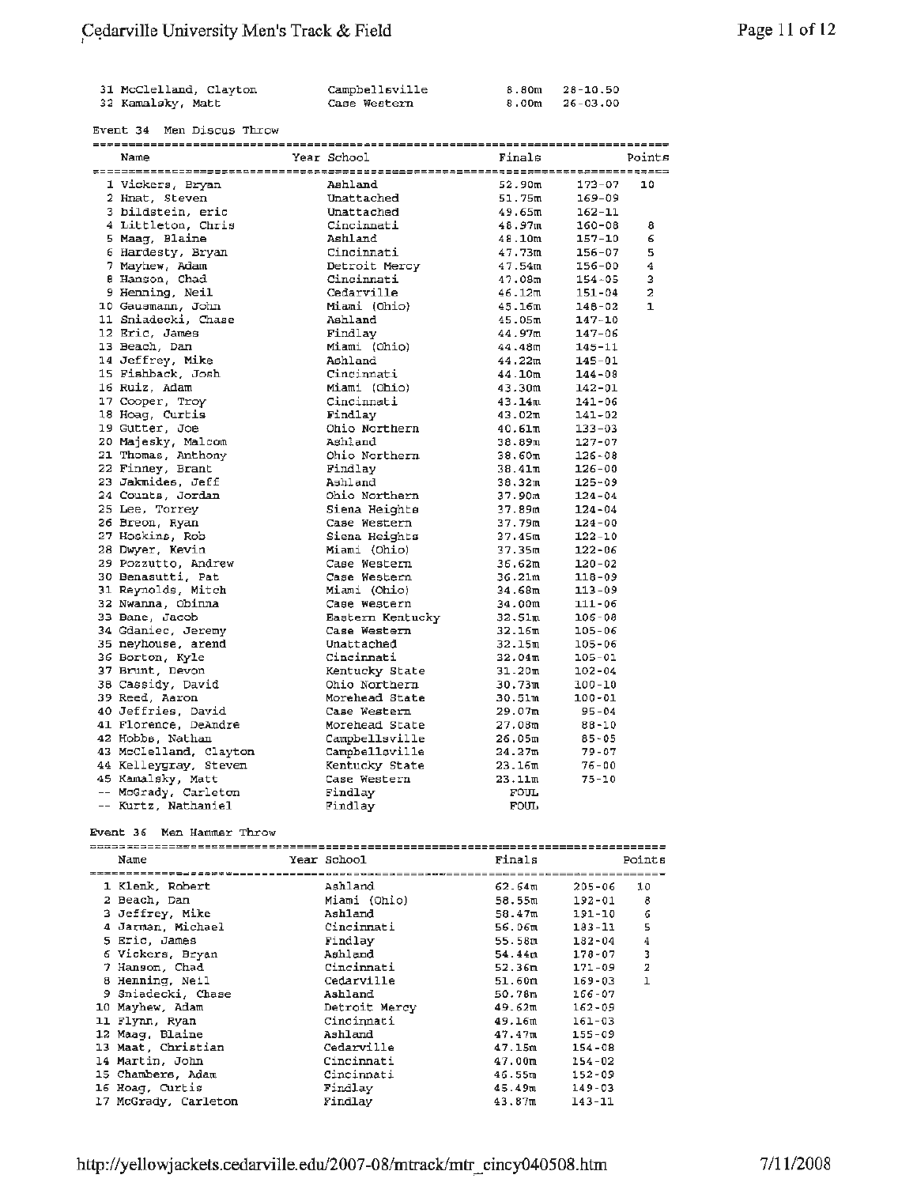| | Name | Year School | Finals | | Points |
|---|---|---|---|---|---|
| 31 | McClelland, Clayton | Campbellsville | 8.80m | 28-10.50 | |
| 32 | Kamalsky, Matt | Case Western | 8.00m | 26-03.00 | |

## Event 34 Men Discus Throw

| | Name | Year School | Finals | | Points |
|---|---|---|---|---|---|
| 1 | Vickers, Bryan | Ashland | 52.90m | 173-07 | 10 |
| 2 | Hnat, Steven | Unattached | 51.75m | 169-09 | |
| 3 | bildstein, eric | Unattached | 49.65m | 162-11 | |
| 4 | Littleton, Chris | Cincinnati | 48.97m | 160-08 | 8 |
| 5 | Maag, Blaine | Ashland | 48.10m | 157-10 | 6 |
| 6 | Hardesty, Bryan | Cincinnati | 47.73m | 156-07 | 5 |
| 7 | Mayhew, Adam | Detroit Mercy | 47.54m | 156-00 | 4 |
| 8 | Hanson, Chad | Cincinnati | 47.08m | 154-05 | 3 |
| 9 | Henning, Neil | Cedarville | 46.12m | 151-04 | 2 |
| 10 | Gausmann, John | Miami (Ohio) | 45.16m | 148-02 | 1 |
| 11 | Sniadecki, Chase | Ashland | 45.05m | 147-10 | |
| 12 | Eric, James | Findlay | 44.97m | 147-06 | |
| 13 | Beach, Dan | Miami (Ohio) | 44.48m | 145-11 | |
| 14 | Jeffrey, Mike | Ashland | 44.22m | 145-01 | |
| 15 | Fishback, Josh | Cincinnati | 44.10m | 144-08 | |
| 16 | Ruiz, Adam | Miami (Ohio) | 43.30m | 142-01 | |
| 17 | Cooper, Troy | Cincinnati | 43.14m | 141-06 | |
| 18 | Hoag, Curtis | Findlay | 43.02m | 141-02 | |
| 19 | Gutter, Joe | Ohio Northern | 40.61m | 133-03 | |
| 20 | Majesky, Malcom | Ashland | 38.89m | 127-07 | |
| 21 | Thomas, Anthony | Ohio Northern | 38.60m | 126-08 | |
| 22 | Finney, Brant | Findlay | 38.41m | 126-00 | |
| 23 | Jakmides, Jeff | Ashland | 38.32m | 125-09 | |
| 24 | Counts, Jordan | Ohio Northern | 37.90m | 124-04 | |
| 25 | Lee, Torrey | Siena Heights | 37.89m | 124-04 | |
| 26 | Breon, Ryan | Case Western | 37.79m | 124-00 | |
| 27 | Hoskins, Rob | Siena Heights | 37.45m | 122-10 | |
| 28 | Dwyer, Kevin | Miami (Ohio) | 37.35m | 122-06 | |
| 29 | Pozzutto, Andrew | Case Western | 36.62m | 120-02 | |
| 30 | Benasutti, Pat | Case Western | 36.21m | 118-09 | |
| 31 | Reynolds, Mitch | Miami (Ohio) | 34.68m | 113-09 | |
| 32 | Nwanna, Obinna | Case Western | 34.00m | 111-06 | |
| 33 | Bane, Jacob | Eastern Kentucky | 32.51m | 106-08 | |
| 34 | Gdaniec, Jeremy | Case Western | 32.16m | 105-06 | |
| 35 | neyhouse, arend | Unattached | 32.15m | 105-06 | |
| 36 | Borton, Kyle | Cincinnati | 32.04m | 105-01 | |
| 37 | Brunt, Devon | Kentucky State | 31.20m | 102-04 | |
| 38 | Cassidy, David | Ohio Northern | 30.73m | 100-10 | |
| 39 | Reed, Aaron | Morehead State | 30.51m | 100-01 | |
| 40 | Jeffries, David | Case Western | 29.07m | 95-04 | |
| 41 | Florence, DeAndre | Morehead State | 27.08m | 88-10 | |
| 42 | Hobbs, Nathan | Campbellsville | 26.05m | 85-05 | |
| 43 | McClelland, Clayton | Campbellsville | 24.27m | 79-07 | |
| 44 | Kelleygray, Steven | Kentucky State | 23.16m | 76-00 | |
| 45 | Kamalsky, Matt | Case Western | 23.11m | 75-10 | |
| -- | McGrady, Carleton | Findlay | FOUL | | |
| -- | Kurtz, Nathaniel | Findlay | FOUL | | |

## Event 36 Men Hammer Throw

| | Name | Year School | Finals | | Points |
|---|---|---|---|---|---|
| 1 | Klenk, Robert | Ashland | 62.64m | 205-06 | 10 |
| 2 | Beach, Dan | Miami (Ohio) | 58.55m | 192-01 | 8 |
| 3 | Jeffrey, Mike | Ashland | 58.47m | 191-10 | 6 |
| 4 | Jarman, Michael | Cincinnati | 56.06m | 183-11 | 5 |
| 5 | Eric, James | Findlay | 55.58m | 182-04 | 4 |
| 6 | Vickers, Bryan | Ashland | 54.44m | 178-07 | 3 |
| 7 | Hanson, Chad | Cincinnati | 52.36m | 171-09 | 2 |
| 8 | Henning, Neil | Cedarville | 51.60m | 169-03 | 1 |
| 9 | Sniadecki, Chase | Ashland | 50.78m | 166-07 | |
| 10 | Mayhew, Adam | Detroit Mercy | 49.62m | 162-09 | |
| 11 | Flynn, Ryan | Cincinnati | 49.16m | 161-03 | |
| 12 | Maag, Blaine | Ashland | 47.47m | 155-09 | |
| 13 | Maat, Christian | Cedarville | 47.15m | 154-08 | |
| 14 | Martin, John | Cincinnati | 47.00m | 154-02 | |
| 15 | Chambers, Adam | Cincinnati | 46.55m | 152-09 | |
| 16 | Hoag, Curtis | Findlay | 45.49m | 149-03 | |
| 17 | McGrady, Carleton | Findlay | 43.87m | 143-11 | |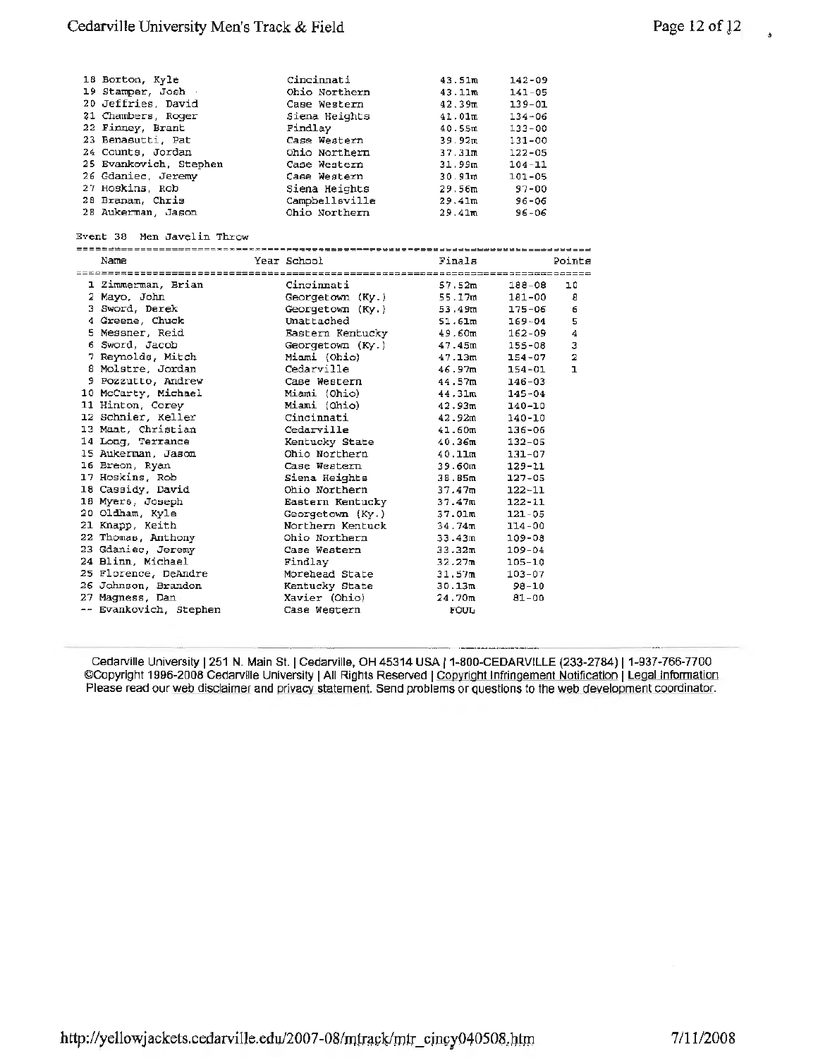| | | | |
|---|---|---|---|
| 18 Borton, Kyle | Cincinnati | 43.51m | 142-09 |
| 19 Stamper, Josh | Ohio Northern | 43.11m | 141-05 |
| 20 Jeffries, David | Case Western | 42.39m | 139-01 |
| 21 Chambers, Roger | Siena Heights | 41.01m | 134-06 |
| 22 Finney, Brant | Findlay | 40.55m | 133-00 |
| 23 Benasutti, Pat | Case Western | 39.92m | 131-00 |
| 24 Counts, Jordan | Ohio Northern | 37.31m | 122-05 |
| 25 Evankovich, Stephen | Case Western | 31.99m | 104-11 |
| 26 Gdaniec, Jeremy | Case Western | 30.91m | 101-05 |
| 27 Hoskins, Rob | Siena Heights | 29.56m | 97-00 |
| 28 Branam, Chris | Campbellsville | 29.41m | 96-06 |
| 28 Aukerman, Jason | Ohio Northern | 29.41m | 96-06 |

Event 38 Men Javelin Throw

| Name | Year School | Finals | | Points |
|---|---|---|---|---|
| 1 Zimmerman, Brian | Cincinnati | 57.52m | 188-08 | 10 |
| 2 Mayo, John | Georgetown (Ky.) | 55.17m | 181-00 | 8 |
| 3 Sword, Derek | Georgetown (Ky.) | 53.49m | 175-06 | 6 |
| 4 Greene, Chuck | Unattached | 51.61m | 169-04 | 5 |
| 5 Messner, Reid | Eastern Kentucky | 49.60m | 162-09 | 4 |
| 6 Sword, Jacob | Georgetown (Ky.) | 47.45m | 155-08 | 3 |
| 7 Reynolds, Mitch | Miami (Ohio) | 47.13m | 154-07 | 2 |
| 8 Molstre, Jordan | Cedarville | 46.97m | 154-01 | 1 |
| 9 Pozzutto, Andrew | Case Western | 44.57m | 146-03 | |
| 10 McCarty, Michael | Miami (Ohio) | 44.31m | 145-04 | |
| 11 Hinton, Corey | Miami (Ohio) | 42.93m | 140-10 | |
| 12 Schnier, Keller | Cincinnati | 42.92m | 140-10 | |
| 13 Maat, Christian | Cedarville | 41.60m | 136-06 | |
| 14 Long, Terrance | Kentucky State | 40.36m | 132-05 | |
| 15 Aukerman, Jason | Ohio Northern | 40.11m | 131-07 | |
| 16 Breon, Ryan | Case Western | 39.60m | 129-11 | |
| 17 Hoskins, Rob | Siena Heights | 38.85m | 127-05 | |
| 18 Cassidy, David | Ohio Northern | 37.47m | 122-11 | |
| 18 Myers, Joseph | Eastern Kentucky | 37.47m | 122-11 | |
| 20 Oldham, Kyle | Georgetown (Ky.) | 37.01m | 121-05 | |
| 21 Knapp, Keith | Northern Kentuck | 34.74m | 114-00 | |
| 22 Thomas, Anthony | Ohio Northern | 33.43m | 109-08 | |
| 23 Gdaniec, Jeremy | Case Western | 33.32m | 109-04 | |
| 24 Blinn, Michael | Findlay | 32.27m | 105-10 | |
| 25 Florence, DeAndre | Morehead State | 31.57m | 103-07 | |
| 26 Johnson, Brandon | Kentucky State | 30.13m | 98-10 | |
| 27 Magness, Dan | Xavier (Ohio) | 24.70m | 81-00 | |
| -- Evankovich, Stephen | Case Western | FOUL | | |

Cedarville University | 251 N. Main St. | Cedarville, OH 45314 USA | 1-800-CEDARVILLE (233-2784) | 1-937-766-7700
©Copyright 1996-2008 Cedarville University | All Rights Reserved | Copyright Infringement Notification | Legal Information
Please read our web disclaimer and privacy statement. Send problems or questions to the web development coordinator.